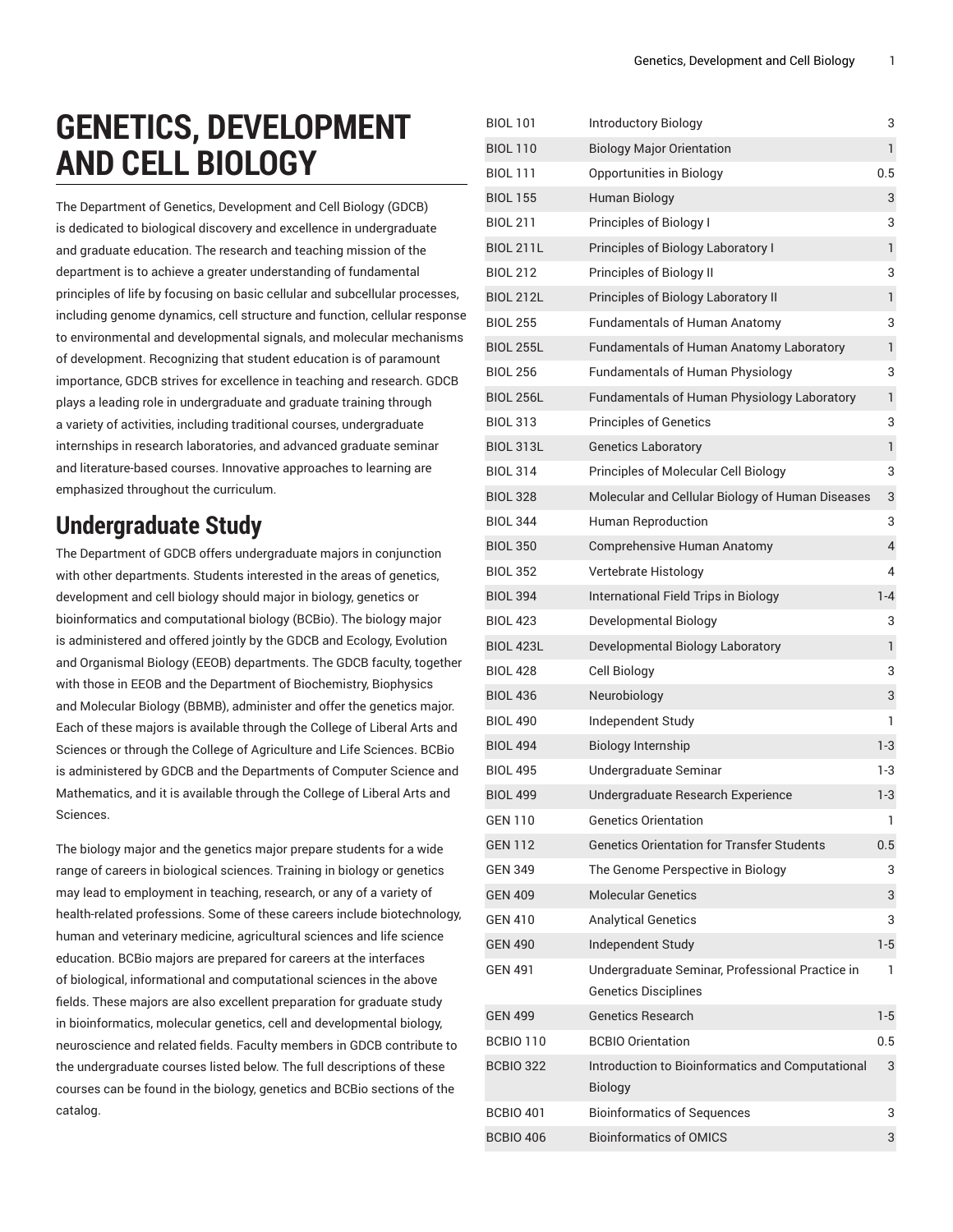# GENETICS, DEVELOPMENT AND CELL BIOLOGY

The Department of Genetics, Development and Cell Biology (GDCB) is dedicated to biological discovery and excellence in undergraduate and graduate education. The research and teaching mission of the department is to achieve a greater understanding of fundamental principles of life by focusing on basic cellular and subcellular processes, including genome dynamics, cell structure and function, cellular response to environmental and developmental signals, and molecular mechanisms of development. Recognizing that student education is of paramount importance, GDCB strives for excellence in teaching and research. GDCB plays a leading role in undergraduate and graduate training through a variety of activities, including traditional courses, undergraduate internships in research laboratories, and advanced graduate seminar and literature-based courses. Innovative approaches to learning are emphasized throughout the curriculum.

## Undergraduate Study

The Department of GDCB offers undergraduate majors in conjunction with other departments. Students interested in the areas of genetics, development and cell biology should major in biology, genetics or bioinformatics and computational biology (BCBio). The biology major is administered and offered jointly by the GDCB and Ecology, Evolution and Organismal Biology (EEOB) departments. The GDCB faculty, together with those in EEOB and the Department of Biochemistry, Biophysics and Molecular Biology (BBMB), administer and offer the genetics major. Each of these majors is available through the College of Liberal Arts and Sciences or through the College of Agriculture and Life Sciences. BCBio is administered by GDCB and the Departments of Computer Science and Mathematics, and it is available through the College of Liberal Arts and Sciences.

The biology major and the genetics major prepare students for a wide range of careers in biological sciences. Training in biology or genetics may lead to employment in teaching, research, or any of a variety of health-related professions. Some of these careers include biotechnology, human and veterinary medicine, agricultural sciences and life science education. BCBio majors are prepared for careers at the interfaces of biological, informational and computational sciences in the above fields. These majors are also excellent preparation for graduate study in bioinformatics, molecular genetics, cell and developmental biology, neuroscience and related fields. Faculty members in GDCB contribute to the undergraduate courses listed below. The full descriptions of these courses can be found in the biology, genetics and BCBio sections of the catalog.

| | | |
|---|---|---|
| BIOL 101 | Introductory Biology | 3 |
| BIOL 110 | Biology Major Orientation | 1 |
| BIOL 111 | Opportunities in Biology | 0.5 |
| BIOL 155 | Human Biology | 3 |
| BIOL 211 | Principles of Biology I | 3 |
| BIOL 211L | Principles of Biology Laboratory I | 1 |
| BIOL 212 | Principles of Biology II | 3 |
| BIOL 212L | Principles of Biology Laboratory II | 1 |
| BIOL 255 | Fundamentals of Human Anatomy | 3 |
| BIOL 255L | Fundamentals of Human Anatomy Laboratory | 1 |
| BIOL 256 | Fundamentals of Human Physiology | 3 |
| BIOL 256L | Fundamentals of Human Physiology Laboratory | 1 |
| BIOL 313 | Principles of Genetics | 3 |
| BIOL 313L | Genetics Laboratory | 1 |
| BIOL 314 | Principles of Molecular Cell Biology | 3 |
| BIOL 328 | Molecular and Cellular Biology of Human Diseases | 3 |
| BIOL 344 | Human Reproduction | 3 |
| BIOL 350 | Comprehensive Human Anatomy | 4 |
| BIOL 352 | Vertebrate Histology | 4 |
| BIOL 394 | International Field Trips in Biology | 1-4 |
| BIOL 423 | Developmental Biology | 3 |
| BIOL 423L | Developmental Biology Laboratory | 1 |
| BIOL 428 | Cell Biology | 3 |
| BIOL 436 | Neurobiology | 3 |
| BIOL 490 | Independent Study | 1 |
| BIOL 494 | Biology Internship | 1-3 |
| BIOL 495 | Undergraduate Seminar | 1-3 |
| BIOL 499 | Undergraduate Research Experience | 1-3 |
| GEN 110 | Genetics Orientation | 1 |
| GEN 112 | Genetics Orientation for Transfer Students | 0.5 |
| GEN 349 | The Genome Perspective in Biology | 3 |
| GEN 409 | Molecular Genetics | 3 |
| GEN 410 | Analytical Genetics | 3 |
| GEN 490 | Independent Study | 1-5 |
| GEN 491 | Undergraduate Seminar, Professional Practice in Genetics Disciplines | 1 |
| GEN 499 | Genetics Research | 1-5 |
| BCBIO 110 | BCBIO Orientation | 0.5 |
| BCBIO 322 | Introduction to Bioinformatics and Computational Biology | 3 |
| BCBIO 401 | Bioinformatics of Sequences | 3 |
| BCBIO 406 | Bioinformatics of OMICS | 3 |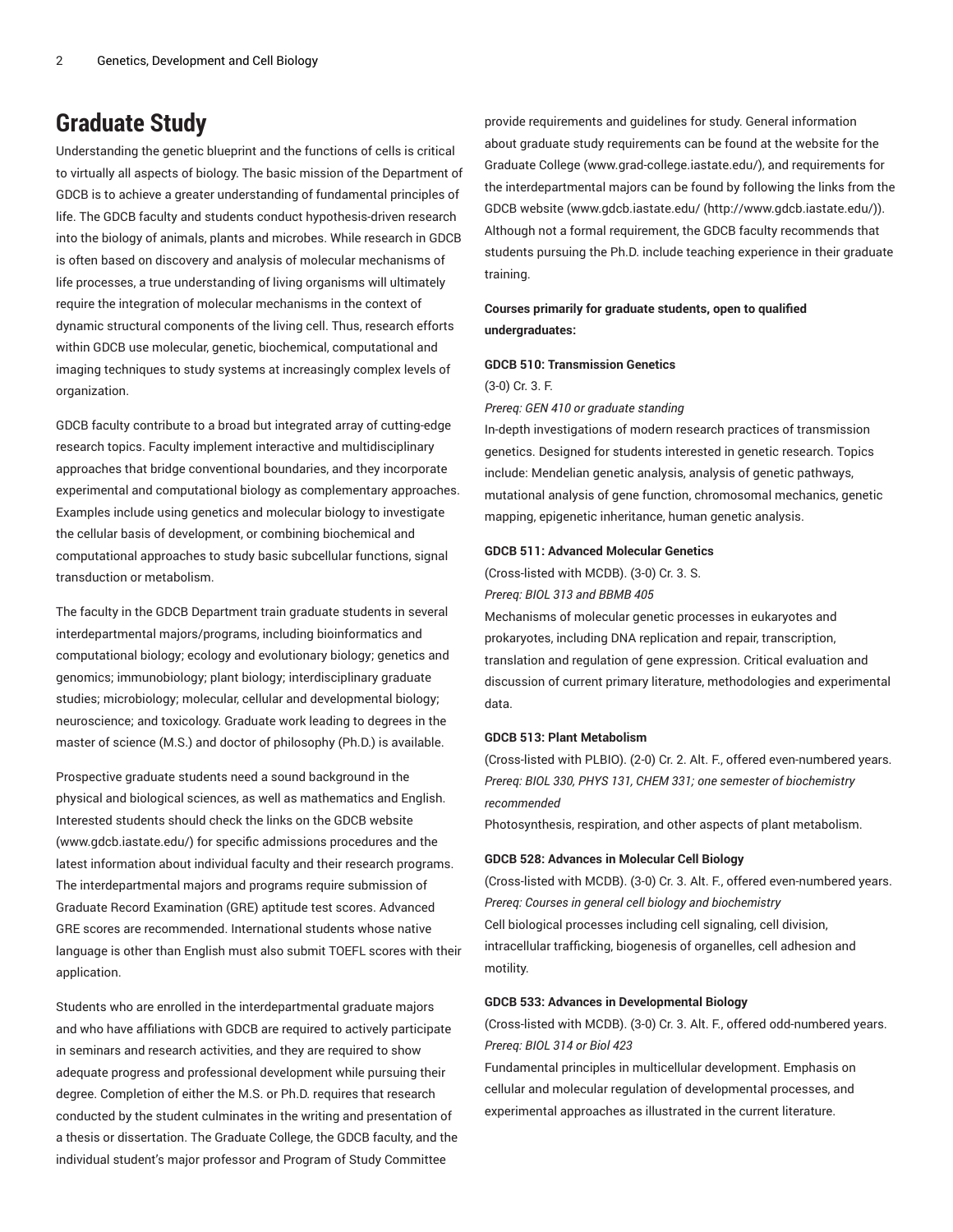## Graduate Study

Understanding the genetic blueprint and the functions of cells is critical to virtually all aspects of biology. The basic mission of the Department of GDCB is to achieve a greater understanding of fundamental principles of life. The GDCB faculty and students conduct hypothesis-driven research into the biology of animals, plants and microbes. While research in GDCB is often based on discovery and analysis of molecular mechanisms of life processes, a true understanding of living organisms will ultimately require the integration of molecular mechanisms in the context of dynamic structural components of the living cell. Thus, research efforts within GDCB use molecular, genetic, biochemical, computational and imaging techniques to study systems at increasingly complex levels of organization.

GDCB faculty contribute to a broad but integrated array of cutting-edge research topics. Faculty implement interactive and multidisciplinary approaches that bridge conventional boundaries, and they incorporate experimental and computational biology as complementary approaches. Examples include using genetics and molecular biology to investigate the cellular basis of development, or combining biochemical and computational approaches to study basic subcellular functions, signal transduction or metabolism.

The faculty in the GDCB Department train graduate students in several interdepartmental majors/programs, including bioinformatics and computational biology; ecology and evolutionary biology; genetics and genomics; immunobiology; plant biology; interdisciplinary graduate studies; microbiology; molecular, cellular and developmental biology; neuroscience; and toxicology. Graduate work leading to degrees in the master of science (M.S.) and doctor of philosophy (Ph.D.) is available.

Prospective graduate students need a sound background in the physical and biological sciences, as well as mathematics and English. Interested students should check the links on the GDCB website (www.gdcb.iastate.edu/) for specific admissions procedures and the latest information about individual faculty and their research programs. The interdepartmental majors and programs require submission of Graduate Record Examination (GRE) aptitude test scores. Advanced GRE scores are recommended. International students whose native language is other than English must also submit TOEFL scores with their application.

Students who are enrolled in the interdepartmental graduate majors and who have affiliations with GDCB are required to actively participate in seminars and research activities, and they are required to show adequate progress and professional development while pursuing their degree. Completion of either the M.S. or Ph.D. requires that research conducted by the student culminates in the writing and presentation of a thesis or dissertation. The Graduate College, the GDCB faculty, and the individual student's major professor and Program of Study Committee provide requirements and guidelines for study. General information about graduate study requirements can be found at the website for the Graduate College (www.grad-college.iastate.edu/), and requirements for the interdepartmental majors can be found by following the links from the GDCB website (www.gdcb.iastate.edu/ (http://www.gdcb.iastate.edu/)). Although not a formal requirement, the GDCB faculty recommends that students pursuing the Ph.D. include teaching experience in their graduate training.

**Courses primarily for graduate students, open to qualified undergraduates:**

**GDCB 510: Transmission Genetics**

(3-0) Cr. 3. F.

*Prereq: GEN 410 or graduate standing*

In-depth investigations of modern research practices of transmission genetics. Designed for students interested in genetic research. Topics include: Mendelian genetic analysis, analysis of genetic pathways, mutational analysis of gene function, chromosomal mechanics, genetic mapping, epigenetic inheritance, human genetic analysis.

**GDCB 511: Advanced Molecular Genetics**

(Cross-listed with MCDB). (3-0) Cr. 3. S.

*Prereq: BIOL 313 and BBMB 405*

Mechanisms of molecular genetic processes in eukaryotes and prokaryotes, including DNA replication and repair, transcription, translation and regulation of gene expression. Critical evaluation and discussion of current primary literature, methodologies and experimental data.

**GDCB 513: Plant Metabolism**

(Cross-listed with PLBIO). (2-0) Cr. 2. Alt. F., offered even-numbered years.

*Prereq: BIOL 330, PHYS 131, CHEM 331; one semester of biochemistry recommended*

Photosynthesis, respiration, and other aspects of plant metabolism.

**GDCB 528: Advances in Molecular Cell Biology**

(Cross-listed with MCDB). (3-0) Cr. 3. Alt. F., offered even-numbered years.

*Prereq: Courses in general cell biology and biochemistry*

Cell biological processes including cell signaling, cell division, intracellular trafficking, biogenesis of organelles, cell adhesion and motility.

**GDCB 533: Advances in Developmental Biology**

(Cross-listed with MCDB). (3-0) Cr. 3. Alt. F., offered odd-numbered years.

*Prereq: BIOL 314 or Biol 423*

Fundamental principles in multicellular development. Emphasis on cellular and molecular regulation of developmental processes, and experimental approaches as illustrated in the current literature.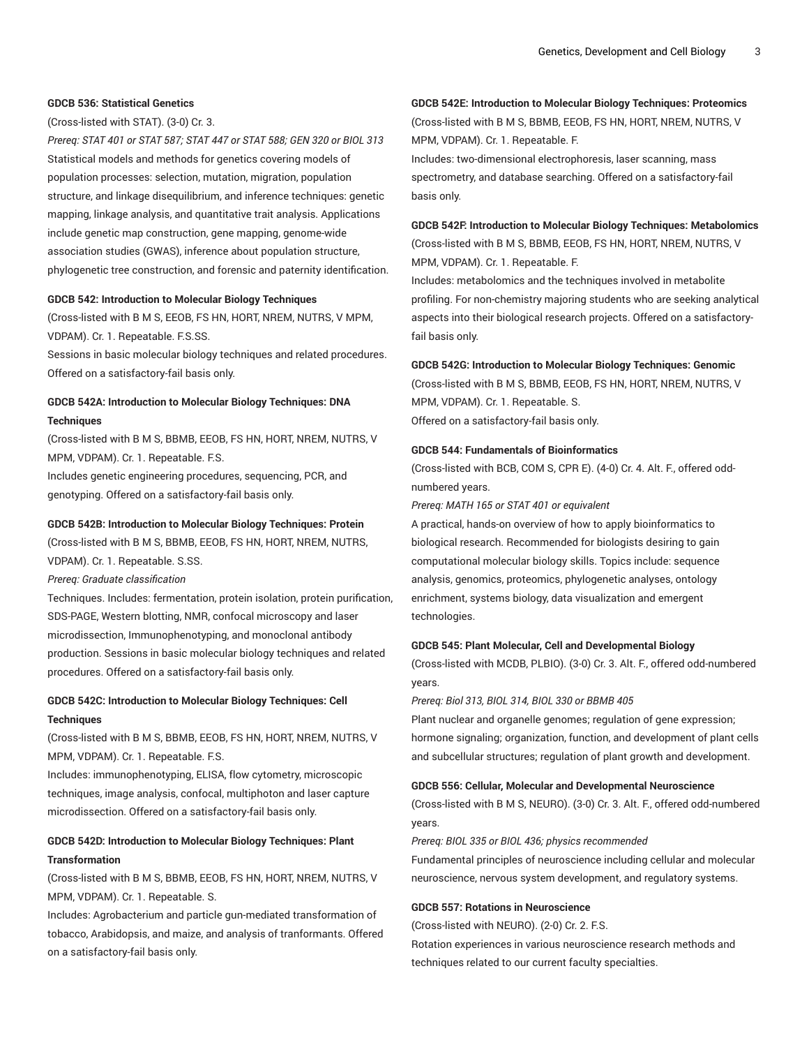**GDCB 536: Statistical Genetics**

(Cross-listed with STAT). (3-0) Cr. 3.

*Prereq: STAT 401 or STAT 587; STAT 447 or STAT 588; GEN 320 or BIOL 313*

Statistical models and methods for genetics covering models of population processes: selection, mutation, migration, population structure, and linkage disequilibrium, and inference techniques: genetic mapping, linkage analysis, and quantitative trait analysis. Applications include genetic map construction, gene mapping, genome-wide association studies (GWAS), inference about population structure, phylogenetic tree construction, and forensic and paternity identification.

**GDCB 542: Introduction to Molecular Biology Techniques**

(Cross-listed with B M S, EEOB, FS HN, HORT, NREM, NUTRS, V MPM, VDPAM). Cr. 1. Repeatable. F.S.SS.

Sessions in basic molecular biology techniques and related procedures. Offered on a satisfactory-fail basis only.

**GDCB 542A: Introduction to Molecular Biology Techniques: DNA Techniques**

(Cross-listed with B M S, BBMB, EEOB, FS HN, HORT, NREM, NUTRS, V MPM, VDPAM). Cr. 1. Repeatable. F.S.

Includes genetic engineering procedures, sequencing, PCR, and genotyping. Offered on a satisfactory-fail basis only.

**GDCB 542B: Introduction to Molecular Biology Techniques: Protein**

(Cross-listed with B M S, BBMB, EEOB, FS HN, HORT, NREM, NUTRS, VDPAM). Cr. 1. Repeatable. S.SS.

*Prereq: Graduate classification*

Techniques. Includes: fermentation, protein isolation, protein purification, SDS-PAGE, Western blotting, NMR, confocal microscopy and laser microdissection, Immunophenotyping, and monoclonal antibody production. Sessions in basic molecular biology techniques and related procedures. Offered on a satisfactory-fail basis only.

**GDCB 542C: Introduction to Molecular Biology Techniques: Cell Techniques**

(Cross-listed with B M S, BBMB, EEOB, FS HN, HORT, NREM, NUTRS, V MPM, VDPAM). Cr. 1. Repeatable. F.S.

Includes: immunophenotyping, ELISA, flow cytometry, microscopic techniques, image analysis, confocal, multiphoton and laser capture microdissection. Offered on a satisfactory-fail basis only.

**GDCB 542D: Introduction to Molecular Biology Techniques: Plant Transformation**

(Cross-listed with B M S, BBMB, EEOB, FS HN, HORT, NREM, NUTRS, V MPM, VDPAM). Cr. 1. Repeatable. S.

Includes: Agrobacterium and particle gun-mediated transformation of tobacco, Arabidopsis, and maize, and analysis of tranformants. Offered on a satisfactory-fail basis only.

**GDCB 542E: Introduction to Molecular Biology Techniques: Proteomics**

(Cross-listed with B M S, BBMB, EEOB, FS HN, HORT, NREM, NUTRS, V MPM, VDPAM). Cr. 1. Repeatable. F.

Includes: two-dimensional electrophoresis, laser scanning, mass spectrometry, and database searching. Offered on a satisfactory-fail basis only.

**GDCB 542F: Introduction to Molecular Biology Techniques: Metabolomics**

(Cross-listed with B M S, BBMB, EEOB, FS HN, HORT, NREM, NUTRS, V MPM, VDPAM). Cr. 1. Repeatable. F.

Includes: metabolomics and the techniques involved in metabolite profiling. For non-chemistry majoring students who are seeking analytical aspects into their biological research projects. Offered on a satisfactory-fail basis only.

**GDCB 542G: Introduction to Molecular Biology Techniques: Genomic**

(Cross-listed with B M S, BBMB, EEOB, FS HN, HORT, NREM, NUTRS, V MPM, VDPAM). Cr. 1. Repeatable. S.

Offered on a satisfactory-fail basis only.

**GDCB 544: Fundamentals of Bioinformatics**

(Cross-listed with BCB, COM S, CPR E). (4-0) Cr. 4. Alt. F., offered odd-numbered years.

*Prereq: MATH 165 or STAT 401 or equivalent*

A practical, hands-on overview of how to apply bioinformatics to biological research. Recommended for biologists desiring to gain computational molecular biology skills. Topics include: sequence analysis, genomics, proteomics, phylogenetic analyses, ontology enrichment, systems biology, data visualization and emergent technologies.

**GDCB 545: Plant Molecular, Cell and Developmental Biology**

(Cross-listed with MCDB, PLBIO). (3-0) Cr. 3. Alt. F., offered odd-numbered years.

*Prereq: Biol 313, BIOL 314, BIOL 330 or BBMB 405*

Plant nuclear and organelle genomes; regulation of gene expression; hormone signaling; organization, function, and development of plant cells and subcellular structures; regulation of plant growth and development.

**GDCB 556: Cellular, Molecular and Developmental Neuroscience**

(Cross-listed with B M S, NEURO). (3-0) Cr. 3. Alt. F., offered odd-numbered years.

*Prereq: BIOL 335 or BIOL 436; physics recommended*

Fundamental principles of neuroscience including cellular and molecular neuroscience, nervous system development, and regulatory systems.

**GDCB 557: Rotations in Neuroscience**

(Cross-listed with NEURO). (2-0) Cr. 2. F.S.

Rotation experiences in various neuroscience research methods and techniques related to our current faculty specialties.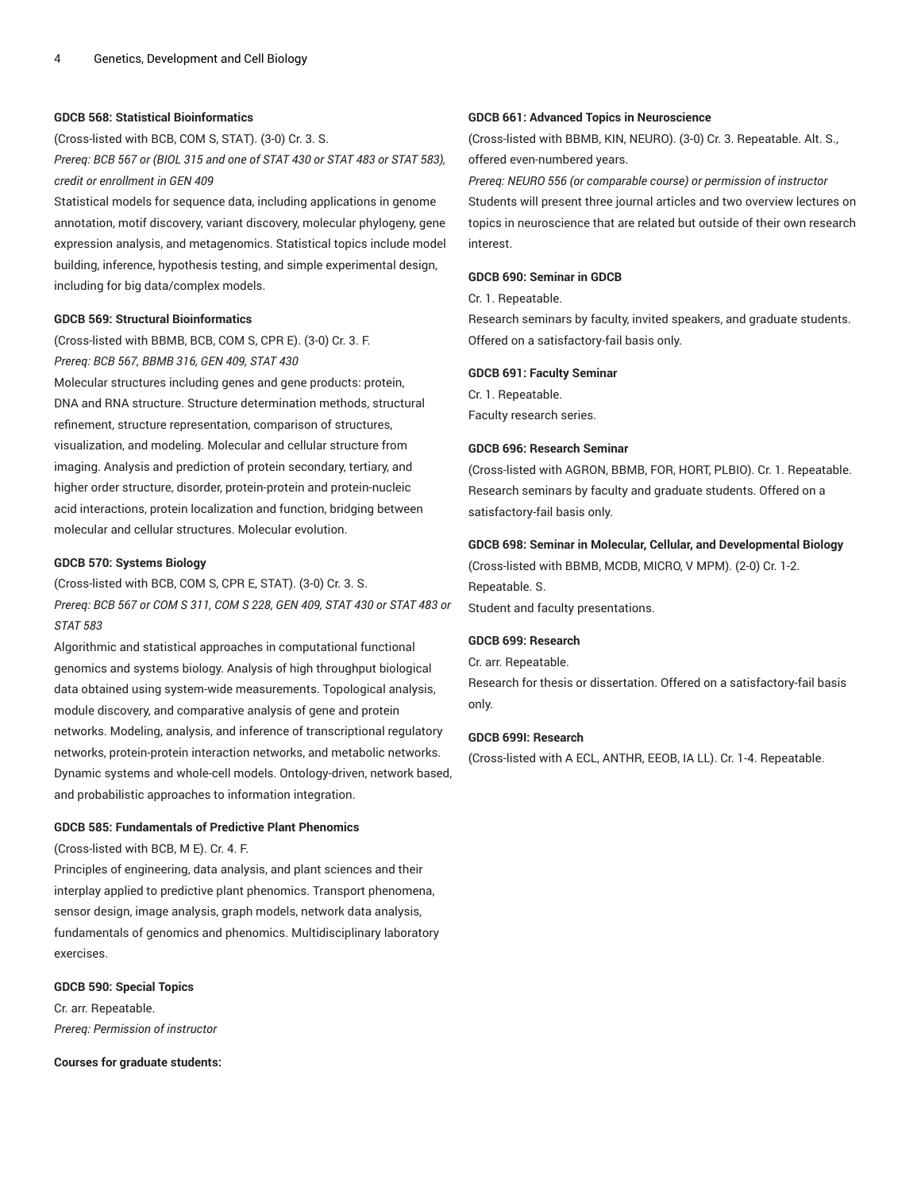**GDCB 568: Statistical Bioinformatics**

(Cross-listed with BCB, COM S, STAT). (3-0) Cr. 3. S.

*Prereq: BCB 567 or (BIOL 315 and one of STAT 430 or STAT 483 or STAT 583), credit or enrollment in GEN 409*

Statistical models for sequence data, including applications in genome annotation, motif discovery, variant discovery, molecular phylogeny, gene expression analysis, and metagenomics. Statistical topics include model building, inference, hypothesis testing, and simple experimental design, including for big data/complex models.

**GDCB 569: Structural Bioinformatics**

(Cross-listed with BBMB, BCB, COM S, CPR E). (3-0) Cr. 3. F.

*Prereq: BCB 567, BBMB 316, GEN 409, STAT 430*

Molecular structures including genes and gene products: protein, DNA and RNA structure. Structure determination methods, structural refinement, structure representation, comparison of structures, visualization, and modeling. Molecular and cellular structure from imaging. Analysis and prediction of protein secondary, tertiary, and higher order structure, disorder, protein-protein and protein-nucleic acid interactions, protein localization and function, bridging between molecular and cellular structures. Molecular evolution.

**GDCB 570: Systems Biology**

(Cross-listed with BCB, COM S, CPR E, STAT). (3-0) Cr. 3. S.

*Prereq: BCB 567 or COM S 311, COM S 228, GEN 409, STAT 430 or STAT 483 or STAT 583*

Algorithmic and statistical approaches in computational functional genomics and systems biology. Analysis of high throughput biological data obtained using system-wide measurements. Topological analysis, module discovery, and comparative analysis of gene and protein networks. Modeling, analysis, and inference of transcriptional regulatory networks, protein-protein interaction networks, and metabolic networks. Dynamic systems and whole-cell models. Ontology-driven, network based, and probabilistic approaches to information integration.

**GDCB 585: Fundamentals of Predictive Plant Phenomics**

(Cross-listed with BCB, M E). Cr. 4. F.

Principles of engineering, data analysis, and plant sciences and their interplay applied to predictive plant phenomics. Transport phenomena, sensor design, image analysis, graph models, network data analysis, fundamentals of genomics and phenomics. Multidisciplinary laboratory exercises.

**GDCB 590: Special Topics**

Cr. arr. Repeatable.

*Prereq: Permission of instructor*

**Courses for graduate students:**

**GDCB 661: Advanced Topics in Neuroscience**

(Cross-listed with BBMB, KIN, NEURO). (3-0) Cr. 3. Repeatable. Alt. S., offered even-numbered years.

*Prereq: NEURO 556 (or comparable course) or permission of instructor*

Students will present three journal articles and two overview lectures on topics in neuroscience that are related but outside of their own research interest.

**GDCB 690: Seminar in GDCB**

Cr. 1. Repeatable.

Research seminars by faculty, invited speakers, and graduate students. Offered on a satisfactory-fail basis only.

**GDCB 691: Faculty Seminar**

Cr. 1. Repeatable.

Faculty research series.

**GDCB 696: Research Seminar**

(Cross-listed with AGRON, BBMB, FOR, HORT, PLBIO). Cr. 1. Repeatable.

Research seminars by faculty and graduate students. Offered on a satisfactory-fail basis only.

**GDCB 698: Seminar in Molecular, Cellular, and Developmental Biology**

(Cross-listed with BBMB, MCDB, MICRO, V MPM). (2-0) Cr. 1-2. Repeatable. S.

Student and faculty presentations.

**GDCB 699: Research**

Cr. arr. Repeatable.

Research for thesis or dissertation. Offered on a satisfactory-fail basis only.

**GDCB 699I: Research**

(Cross-listed with A ECL, ANTHR, EEOB, IA LL). Cr. 1-4. Repeatable.